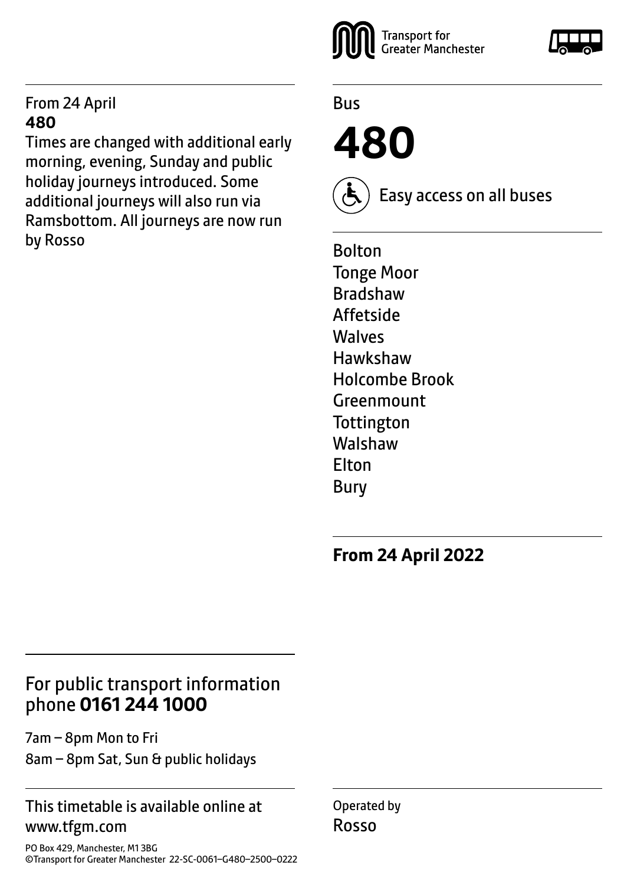Transport for Greater Manchester

Bus

# 480

Easy access on all buses

Bolton
Tonge Moor
Bradshaw
Affetside
Walves
Hawkshaw
Holcombe Brook
Greenmount
Tottington
Walshaw
Elton
Bury

**From 24 April 2022**

From 24 April
**480**
Times are changed with additional early morning, evening, Sunday and public holiday journeys introduced. Some additional journeys will also run via Ramsbottom. All journeys are now run by Rosso

## For public transport information phone **0161 244 1000**

7am – 8pm Mon to Fri
8am – 8pm Sat, Sun & public holidays

This timetable is available online at www.tfgm.com

PO Box 429, Manchester, M1 3BG
©Transport for Greater Manchester 22-SC-0061–G480–2500–0222

Operated by
Rosso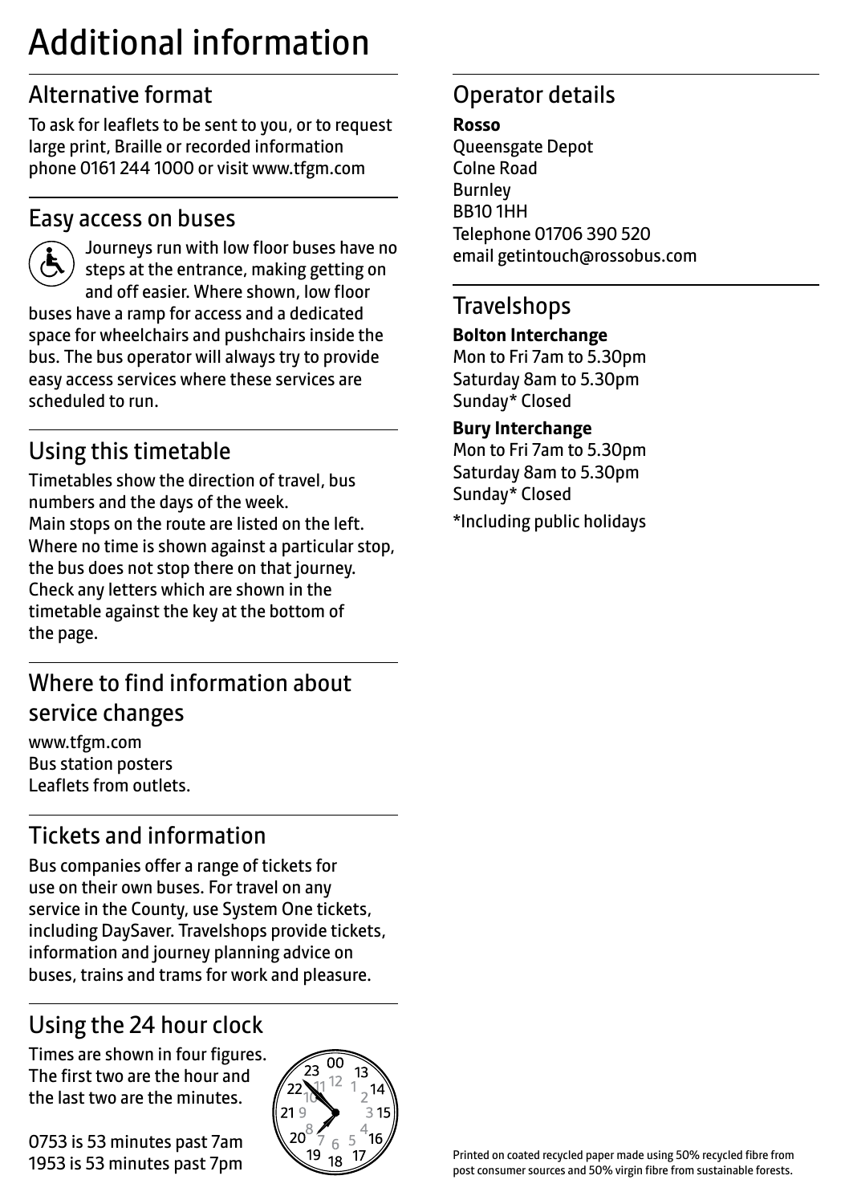# Additional information

## Alternative format

To ask for leaflets to be sent to you, or to request large print, Braille or recorded information phone 0161 244 1000 or visit www.tfgm.com

## Easy access on buses

Journeys run with low floor buses have no steps at the entrance, making getting on and off easier. Where shown, low floor buses have a ramp for access and a dedicated space for wheelchairs and pushchairs inside the bus. The bus operator will always try to provide easy access services where these services are scheduled to run.

## Using this timetable

Timetables show the direction of travel, bus numbers and the days of the week.
Main stops on the route are listed on the left. Where no time is shown against a particular stop, the bus does not stop there on that journey. Check any letters which are shown in the timetable against the key at the bottom of the page.

## Where to find information about service changes

www.tfgm.com
Bus station posters
Leaflets from outlets.

## Tickets and information

Bus companies offer a range of tickets for use on their own buses. For travel on any service in the County, use System One tickets, including DaySaver. Travelshops provide tickets, information and journey planning advice on buses, trains and trams for work and pleasure.

## Using the 24 hour clock

Times are shown in four figures. The first two are the hour and the last two are the minutes.

0753 is 53 minutes past 7am
1953 is 53 minutes past 7pm

## Operator details

**Rosso**
Queensgate Depot
Colne Road
Burnley
BB10 1HH
Telephone 01706 390 520
email getintouch@rossobus.com

## Travelshops

**Bolton Interchange**
Mon to Fri 7am to 5.30pm
Saturday 8am to 5.30pm
Sunday* Closed

**Bury Interchange**
Mon to Fri 7am to 5.30pm
Saturday 8am to 5.30pm
Sunday* Closed

*Including public holidays

Printed on coated recycled paper made using 50% recycled fibre from post consumer sources and 50% virgin fibre from sustainable forests.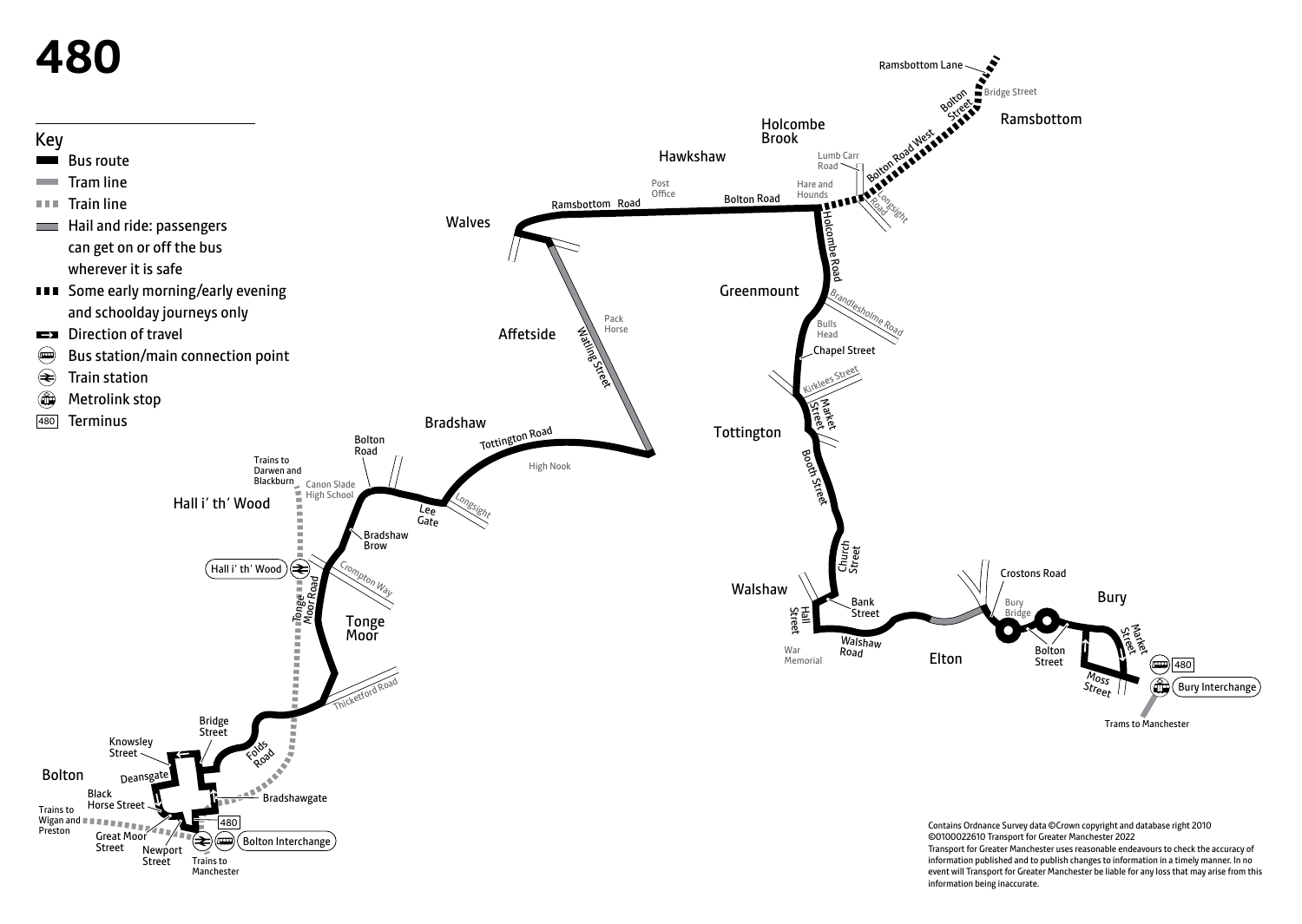# 480

## Key

- Bus route
- Tram line
- Train line
- Hail and ride: passengers can get on or off the bus wherever it is safe
- Some early morning/early evening and schoolday journeys only
- Direction of travel
- Bus station/main connection point
- Train station
- Metrolink stop
- 480 Terminus

Ramsbottom Lane
Bolton Street
Bridge Street
Ramsbottom
Holcombe Brook
Bolton Road West
Hawkshaw
Lumb Carr Road
Post Office
Hare and Hounds
Longsight Road
Ramsbottom Road
Bolton Road
Walves
Holcombe Road
Greenmount
Brandlesholme Road
Pack Horse
Affetside
Watling Street
Bulls Head
Chapel Street
Kirklees Street
Market Street
Bradshaw
Tottington Road
Tottington
Bolton Road
High Nook
Booth Street
Trains to Darwen and Blackburn
Canon Slade High School
Hall i' th' Wood
Lee Gate
Longsight
Bradshaw Brow
Church Street
Hall i' th' Wood
Crompton Way
Tonge Moor Road
Walshaw
Crostons Road
Tonge Moor
Bank Street
Bury
Hall Street
Bury Bridge
Walshaw Road
War Memorial
Elton
Bolton Street
Market Street
480
Moss Street
Bury Interchange
Thicketford Road
Trams to Manchester
Bridge Street
Knowsley Street
Folds Road
Bolton
Deansgate
Black Horse Street
Bradshawgate
Trains to Wigan and Preston
480
Great Moor Street
Newport Street
Bolton Interchange
Trains to Manchester

Contains Ordnance Survey data ©Crown copyright and database right 2010
©0100022610 Transport for Greater Manchester 2022
Transport for Greater Manchester uses reasonable endeavours to check the accuracy of information published and to publish changes to information in a timely manner. In no event will Transport for Greater Manchester be liable for any loss that may arise from this information being inaccurate.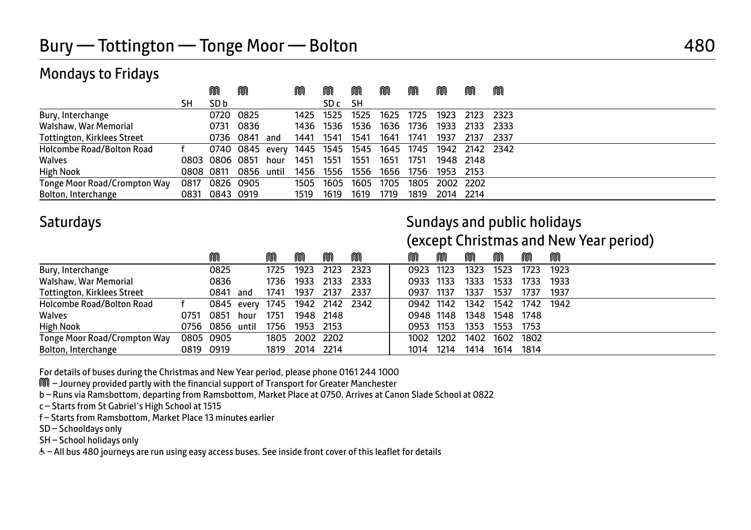# Bury — Tottington — Tonge Moor — Bolton

480

## Mondays to Fridays

| | | ⓜ | ⓜ | | ⓜ | ⓜ | ⓜ | ⓜ | ⓜ | ⓜ | ⓜ | ⓜ |
|---|---|---|---|---|---|---|---|---|---|---|---|---|
| | SH | SD b | | | | SD c | SH | | | | | |
| Bury, Interchange | | 0720 | 0825 | | 1425 | 1525 | 1525 | 1625 | 1725 | 1923 | 2123 | 2323 |
| Walshaw, War Memorial | | 0731 | 0836 | | 1436 | 1536 | 1536 | 1636 | 1736 | 1933 | 2133 | 2333 |
| Tottington, Kirklees Street | | 0736 | 0841 | and | 1441 | 1541 | 1541 | 1641 | 1741 | 1937 | 2137 | 2337 |
| Holcombe Road/Bolton Road | f | 0740 | 0845 | every | 1445 | 1545 | 1545 | 1645 | 1745 | 1942 | 2142 | 2342 |
| Walves | 0803 | 0806 | 0851 | hour | 1451 | 1551 | 1551 | 1651 | 1751 | 1948 | 2148 | |
| High Nook | 0808 | 0811 | 0856 | until | 1456 | 1556 | 1556 | 1656 | 1756 | 1953 | 2153 | |
| Tonge Moor Road/Crompton Way | 0817 | 0826 | 0905 | | 1505 | 1605 | 1605 | 1705 | 1805 | 2002 | 2202 | |
| Bolton, Interchange | 0831 | 0843 | 0919 | | 1519 | 1619 | 1619 | 1719 | 1819 | 2014 | 2214 | |

## Saturdays

| | | ⓜ | | ⓜ | ⓜ | ⓜ | ⓜ |
|---|---|---|---|---|---|---|---|
| Bury, Interchange | | 0825 | | 1725 | 1923 | 2123 | 2323 |
| Walshaw, War Memorial | | 0836 | | 1736 | 1933 | 2133 | 2333 |
| Tottington, Kirklees Street | | 0841 | and | 1741 | 1937 | 2137 | 2337 |
| Holcombe Road/Bolton Road | f | 0845 | every | 1745 | 1942 | 2142 | 2342 |
| Walves | 0751 | 0851 | hour | 1751 | 1948 | 2148 | |
| High Nook | 0756 | 0856 | until | 1756 | 1953 | 2153 | |
| Tonge Moor Road/Crompton Way | 0805 | 0905 | | 1805 | 2002 | 2202 | |
| Bolton, Interchange | 0819 | 0919 | | 1819 | 2014 | 2214 | |

## Sundays and public holidays (except Christmas and New Year period)

| | ⓜ | ⓜ | ⓜ | ⓜ | ⓜ | ⓜ |
|---|---|---|---|---|---|---|
| Bury, Interchange | 0923 | 1123 | 1323 | 1523 | 1723 | 1923 |
| Walshaw, War Memorial | 0933 | 1133 | 1333 | 1533 | 1733 | 1933 |
| Tottington, Kirklees Street | 0937 | 1137 | 1337 | 1537 | 1737 | 1937 |
| Holcombe Road/Bolton Road | 0942 | 1142 | 1342 | 1542 | 1742 | 1942 |
| Walves | 0948 | 1148 | 1348 | 1548 | 1748 | |
| High Nook | 0953 | 1153 | 1353 | 1553 | 1753 | |
| Tonge Moor Road/Crompton Way | 1002 | 1202 | 1402 | 1602 | 1802 | |
| Bolton, Interchange | 1014 | 1214 | 1414 | 1614 | 1814 | |

For details of buses during the Christmas and New Year period, please phone 0161 244 1000

ⓜ – Journey provided partly with the financial support of Transport for Greater Manchester

b – Runs via Ramsbottom, departing from Ramsbottom, Market Place at 0750. Arrives at Canon Slade School at 0822

c – Starts from St Gabriel's High School at 1515

f – Starts from Ramsbottom, Market Place 13 minutes earlier

SD – Schooldays only

SH – School holidays only

♿ – All bus 480 journeys are run using easy access buses. See inside front cover of this leaflet for details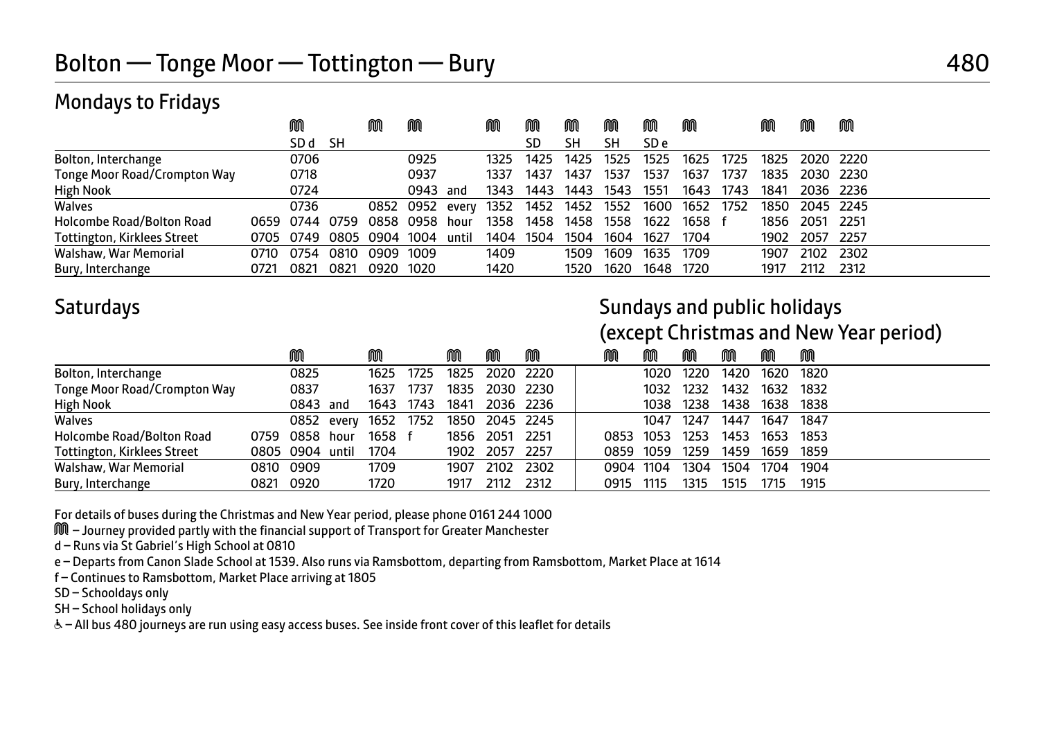# Bolton — Tonge Moor — Tottington — Bury

480

## Mondays to Fridays

| | | | | | | | | | | | | | | | | |
|---|---|---|---|---|---|---|---|---|---|---|---|---|---|---|---|---|
| | | M | | M | M | | M | M | M | M | M | M | | M | M | M |
| | | SD d | SH | | | | | SD | SH | SH | SD e | | | | | |
| Bolton, Interchange | | 0706 | | | 0925 | | 1325 | 1425 | 1425 | 1525 | 1525 | 1625 | 1725 | 1825 | 2020 | 2220 |
| Tonge Moor Road/Crompton Way | | 0718 | | | 0937 | | 1337 | 1437 | 1437 | 1537 | 1537 | 1637 | 1737 | 1835 | 2030 | 2230 |
| High Nook | | 0724 | | | 0943 | and | 1343 | 1443 | 1443 | 1543 | 1551 | 1643 | 1743 | 1841 | 2036 | 2236 |
| Walves | | 0736 | | 0852 | 0952 | every | 1352 | 1452 | 1452 | 1552 | 1600 | 1652 | 1752 | 1850 | 2045 | 2245 |
| Holcombe Road/Bolton Road | 0659 | 0744 | 0759 | 0858 | 0958 | hour | 1358 | 1458 | 1458 | 1558 | 1622 | 1658 | f | 1856 | 2051 | 2251 |
| Tottington, Kirklees Street | 0705 | 0749 | 0805 | 0904 | 1004 | until | 1404 | 1504 | 1504 | 1604 | 1627 | 1704 | | 1902 | 2057 | 2257 |
| Walshaw, War Memorial | 0710 | 0754 | 0810 | 0909 | 1009 | | 1409 | | 1509 | 1609 | 1635 | 1709 | | 1907 | 2102 | 2302 |
| Bury, Interchange | 0721 | 0821 | 0821 | 0920 | 1020 | | 1420 | | 1520 | 1620 | 1648 | 1720 | | 1917 | 2112 | 2312 |

## Saturdays

| | | | | | | | | |
|---|---|---|---|---|---|---|---|---|
| | | M | | M | | M | M | M |
| Bolton, Interchange | | 0825 | | 1625 | 1725 | 1825 | 2020 | 2220 |
| Tonge Moor Road/Crompton Way | | 0837 | | 1637 | 1737 | 1835 | 2030 | 2230 |
| High Nook | | 0843 | and | 1643 | 1743 | 1841 | 2036 | 2236 |
| Walves | | 0852 | every | 1652 | 1752 | 1850 | 2045 | 2245 |
| Holcombe Road/Bolton Road | 0759 | 0858 | hour | 1658 | f | 1856 | 2051 | 2251 |
| Tottington, Kirklees Street | 0805 | 0904 | until | 1704 | | 1902 | 2057 | 2257 |
| Walshaw, War Memorial | 0810 | 0909 | | 1709 | | 1907 | 2102 | 2302 |
| Bury, Interchange | 0821 | 0920 | | 1720 | | 1917 | 2112 | 2312 |

## Sundays and public holidays (except Christmas and New Year period)

| | | | | | | |
|---|---|---|---|---|---|---|
| | M | M | M | M | M | M |
| Bolton, Interchange | | 1020 | 1220 | 1420 | 1620 | 1820 |
| Tonge Moor Road/Crompton Way | | 1032 | 1232 | 1432 | 1632 | 1832 |
| High Nook | | 1038 | 1238 | 1438 | 1638 | 1838 |
| Walves | | 1047 | 1247 | 1447 | 1647 | 1847 |
| Holcombe Road/Bolton Road | 0853 | 1053 | 1253 | 1453 | 1653 | 1853 |
| Tottington, Kirklees Street | 0859 | 1059 | 1259 | 1459 | 1659 | 1859 |
| Walshaw, War Memorial | 0904 | 1104 | 1304 | 1504 | 1704 | 1904 |
| Bury, Interchange | 0915 | 1115 | 1315 | 1515 | 1715 | 1915 |

For details of buses during the Christmas and New Year period, please phone 0161 244 1000

M – Journey provided partly with the financial support of Transport for Greater Manchester

d – Runs via St Gabriel's High School at 0810

e – Departs from Canon Slade School at 1539. Also runs via Ramsbottom, departing from Ramsbottom, Market Place at 1614

f – Continues to Ramsbottom, Market Place arriving at 1805

SD – Schooldays only

SH – School holidays only

♿ – All bus 480 journeys are run using easy access buses. See inside front cover of this leaflet for details